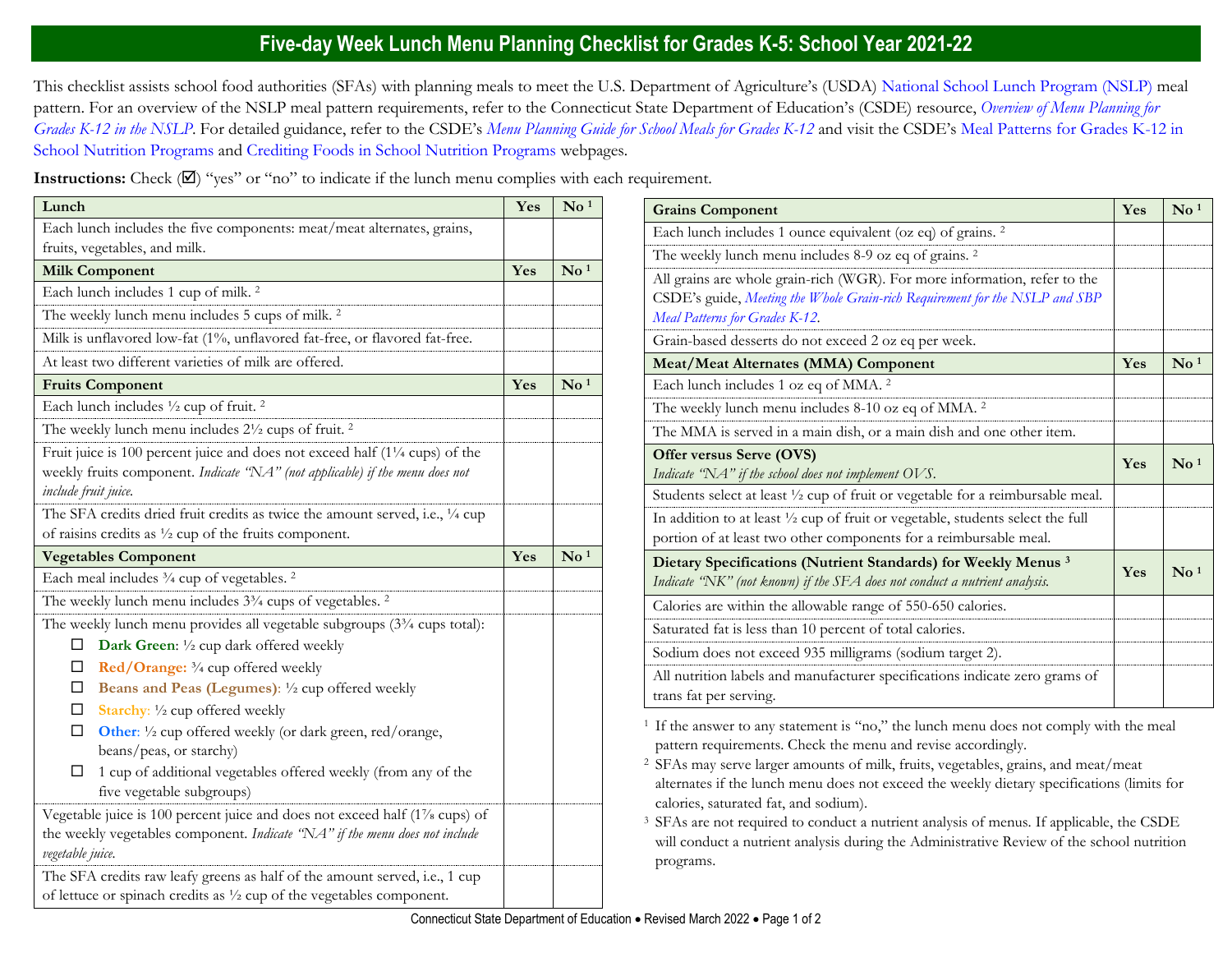# Five-day Week Lunch Menu Planning Checklist for Grades K-5: School Year 2021-22

This checklist assists school food authorities (SFAs) with planning meals to meet the U.S. Department of Agriculture's (USDA) National School Lunch Program (NSLP) meal pattern. For an overview of the NSLP meal pattern requirements, refer to the Connecticut State Department of Education's (CSDE) resource, *Overview of Menu Planning for Grades K-12 in the NSLP*. For detailed guidance, refer to the CSDE's *Menu Planning Guide for School Meals for Grades K-12* and visit the CSDE's Meal Patterns for Grades K-12 in School Nutrition Programs and Crediting Foods in School Nutrition Programs webpages.

**Instructions:** Check (☑) "yes" or "no" to indicate if the lunch menu complies with each requirement.

| **Lunch** | **Yes** | **No [1]** |
|---|---|---|
| Each lunch includes the five components: meat/meat alternates, grains, fruits, vegetables, and milk. | | |
| **Milk Component** | **Yes** | **No [1]** |
| Each lunch includes 1 cup of milk. [2] | | |
| The weekly lunch menu includes 5 cups of milk. [2] | | |
| Milk is unflavored low-fat (1%, unflavored fat-free, or flavored fat-free. | | |
| At least two different varieties of milk are offered. | | |
| **Fruits Component** | **Yes** | **No [1]** |
| Each lunch includes ½ cup of fruit. [2] | | |
| The weekly lunch menu includes 2½ cups of fruit. [2] | | |
| Fruit juice is 100 percent juice and does not exceed half (1¼ cups) of the weekly fruits component. *Indicate "NA" (not applicable) if the menu does not include fruit juice.* | | |
| The SFA credits dried fruit credits as twice the amount served, i.e., ¼ cup of raisins credits as ½ cup of the fruits component. | | |
| **Vegetables Component** | **Yes** | **No [1]** |
| Each meal includes ¾ cup of vegetables. [2] | | |
| The weekly lunch menu includes 3¾ cups of vegetables. [2] | | |
| The weekly lunch menu provides all vegetable subgroups (3¾ cups total):<br>☐ **Dark Green**: ½ cup dark offered weekly<br>☐ **Red/Orange:** ¾ cup offered weekly<br>☐ **Beans and Peas (Legumes)**: ½ cup offered weekly<br>☐ **Starchy**: ½ cup offered weekly<br>☐ **Other**: ½ cup offered weekly (or dark green, red/orange, beans/peas, or starchy)<br>☐ 1 cup of additional vegetables offered weekly (from any of the five vegetable subgroups) | | |
| Vegetable juice is 100 percent juice and does not exceed half (1⅞ cups) of the weekly vegetables component. *Indicate "NA" if the menu does not include vegetable juice.* | | |
| The SFA credits raw leafy greens as half of the amount served, i.e., 1 cup of lettuce or spinach credits as ½ cup of the vegetables component. | | |

| **Grains Component** | **Yes** | **No [1]** |
|---|---|---|
| Each lunch includes 1 ounce equivalent (oz eq) of grains. [2] | | |
| The weekly lunch menu includes 8-9 oz eq of grains. [2] | | |
| All grains are whole grain-rich (WGR). For more information, refer to the CSDE's guide, *Meeting the Whole Grain-rich Requirement for the NSLP and SBP Meal Patterns for Grades K-12*. | | |
| Grain-based desserts do not exceed 2 oz eq per week. | | |
| **Meat/Meat Alternates (MMA) Component** | **Yes** | **No [1]** |
| Each lunch includes 1 oz eq of MMA. [2] | | |
| The weekly lunch menu includes 8-10 oz eq of MMA. [2] | | |
| The MMA is served in a main dish, or a main dish and one other item. | | |
| **Offer versus Serve (OVS)**<br>*Indicate "NA" if the school does not implement OVS.* | **Yes** | **No [1]** |
| Students select at least ½ cup of fruit or vegetable for a reimbursable meal. | | |
| In addition to at least ½ cup of fruit or vegetable, students select the full portion of at least two other components for a reimbursable meal. | | |
| **Dietary Specifications (Nutrient Standards) for Weekly Menus [3]**<br>*Indicate "NK" (not known) if the SFA does not conduct a nutrient analysis.* | **Yes** | **No [1]** |
| Calories are within the allowable range of 550-650 calories. | | |
| Saturated fat is less than 10 percent of total calories. | | |
| Sodium does not exceed 935 milligrams (sodium target 2). | | |
| All nutrition labels and manufacturer specifications indicate zero grams of trans fat per serving. | | |

[1] If the answer to any statement is "no," the lunch menu does not comply with the meal pattern requirements. Check the menu and revise accordingly.

[2] SFAs may serve larger amounts of milk, fruits, vegetables, grains, and meat/meat alternates if the lunch menu does not exceed the weekly dietary specifications (limits for calories, saturated fat, and sodium).

[3] SFAs are not required to conduct a nutrient analysis of menus. If applicable, the CSDE will conduct a nutrient analysis during the Administrative Review of the school nutrition programs.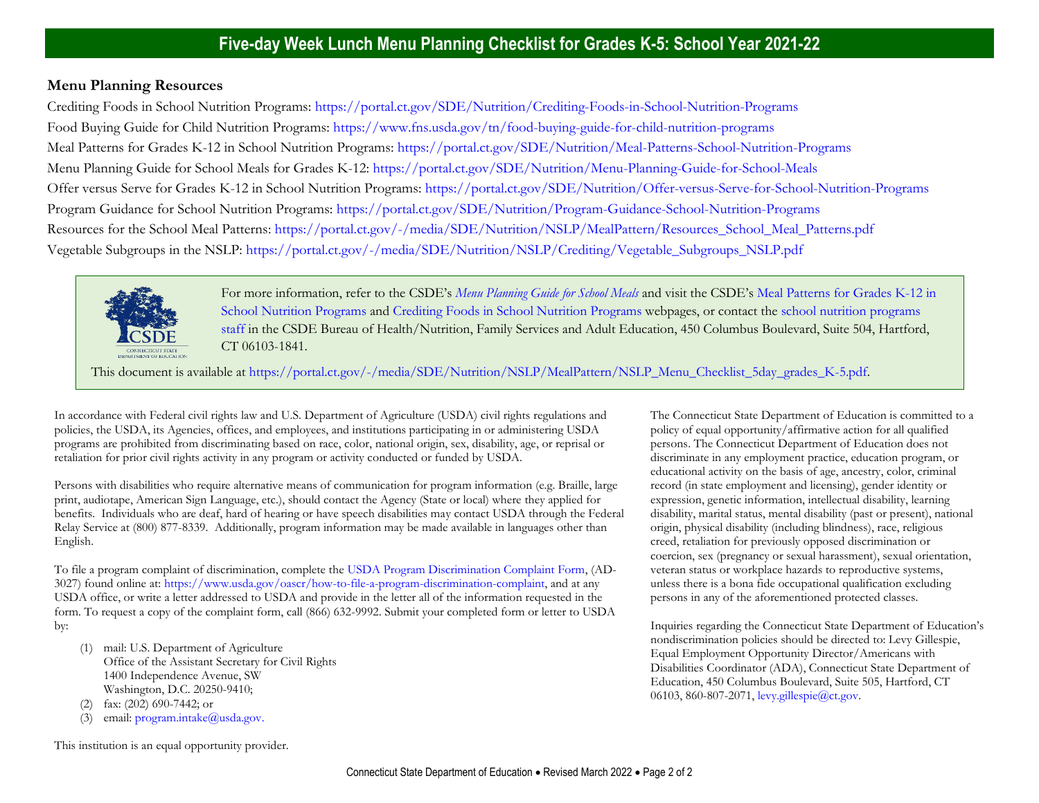# Five-day Week Lunch Menu Planning Checklist for Grades K-5: School Year 2021-22

## Menu Planning Resources

Crediting Foods in School Nutrition Programs: https://portal.ct.gov/SDE/Nutrition/Crediting-Foods-in-School-Nutrition-Programs

Food Buying Guide for Child Nutrition Programs: https://www.fns.usda.gov/tn/food-buying-guide-for-child-nutrition-programs

Meal Patterns for Grades K-12 in School Nutrition Programs: https://portal.ct.gov/SDE/Nutrition/Meal-Patterns-School-Nutrition-Programs

Menu Planning Guide for School Meals for Grades K-12: https://portal.ct.gov/SDE/Nutrition/Menu-Planning-Guide-for-School-Meals

Offer versus Serve for Grades K-12 in School Nutrition Programs: https://portal.ct.gov/SDE/Nutrition/Offer-versus-Serve-for-School-Nutrition-Programs

Program Guidance for School Nutrition Programs: https://portal.ct.gov/SDE/Nutrition/Program-Guidance-School-Nutrition-Programs

Resources for the School Meal Patterns: https://portal.ct.gov/-/media/SDE/Nutrition/NSLP/MealPattern/Resources_School_Meal_Patterns.pdf

Vegetable Subgroups in the NSLP: https://portal.ct.gov/-/media/SDE/Nutrition/NSLP/Crediting/Vegetable_Subgroups_NSLP.pdf

For more information, refer to the CSDE's *Menu Planning Guide for School Meals* and visit the CSDE's Meal Patterns for Grades K-12 in School Nutrition Programs and Crediting Foods in School Nutrition Programs webpages, or contact the school nutrition programs staff in the CSDE Bureau of Health/Nutrition, Family Services and Adult Education, 450 Columbus Boulevard, Suite 504, Hartford, CT 06103-1841.

This document is available at https://portal.ct.gov/-/media/SDE/Nutrition/NSLP/MealPattern/NSLP_Menu_Checklist_5day_grades_K-5.pdf.

In accordance with Federal civil rights law and U.S. Department of Agriculture (USDA) civil rights regulations and policies, the USDA, its Agencies, offices, and employees, and institutions participating in or administering USDA programs are prohibited from discriminating based on race, color, national origin, sex, disability, age, or reprisal or retaliation for prior civil rights activity in any program or activity conducted or funded by USDA.

Persons with disabilities who require alternative means of communication for program information (e.g. Braille, large print, audiotape, American Sign Language, etc.), should contact the Agency (State or local) where they applied for benefits. Individuals who are deaf, hard of hearing or have speech disabilities may contact USDA through the Federal Relay Service at (800) 877-8339. Additionally, program information may be made available in languages other than English.

To file a program complaint of discrimination, complete the USDA Program Discrimination Complaint Form, (AD-3027) found online at: https://www.usda.gov/oascr/how-to-file-a-program-discrimination-complaint, and at any USDA office, or write a letter addressed to USDA and provide in the letter all of the information requested in the form. To request a copy of the complaint form, call (866) 632-9992. Submit your completed form or letter to USDA by:

(1) mail: U.S. Department of Agriculture
Office of the Assistant Secretary for Civil Rights
1400 Independence Avenue, SW
Washington, D.C. 20250-9410;
(2) fax: (202) 690-7442; or
(3) email: program.intake@usda.gov.

This institution is an equal opportunity provider.

The Connecticut State Department of Education is committed to a policy of equal opportunity/affirmative action for all qualified persons. The Connecticut Department of Education does not discriminate in any employment practice, education program, or educational activity on the basis of age, ancestry, color, criminal record (in state employment and licensing), gender identity or expression, genetic information, intellectual disability, learning disability, marital status, mental disability (past or present), national origin, physical disability (including blindness), race, religious creed, retaliation for previously opposed discrimination or coercion, sex (pregnancy or sexual harassment), sexual orientation, veteran status or workplace hazards to reproductive systems, unless there is a bona fide occupational qualification excluding persons in any of the aforementioned protected classes.

Inquiries regarding the Connecticut State Department of Education's nondiscrimination policies should be directed to: Levy Gillespie, Equal Employment Opportunity Director/Americans with Disabilities Coordinator (ADA), Connecticut State Department of Education, 450 Columbus Boulevard, Suite 505, Hartford, CT 06103, 860-807-2071, levy.gillespie@ct.gov.